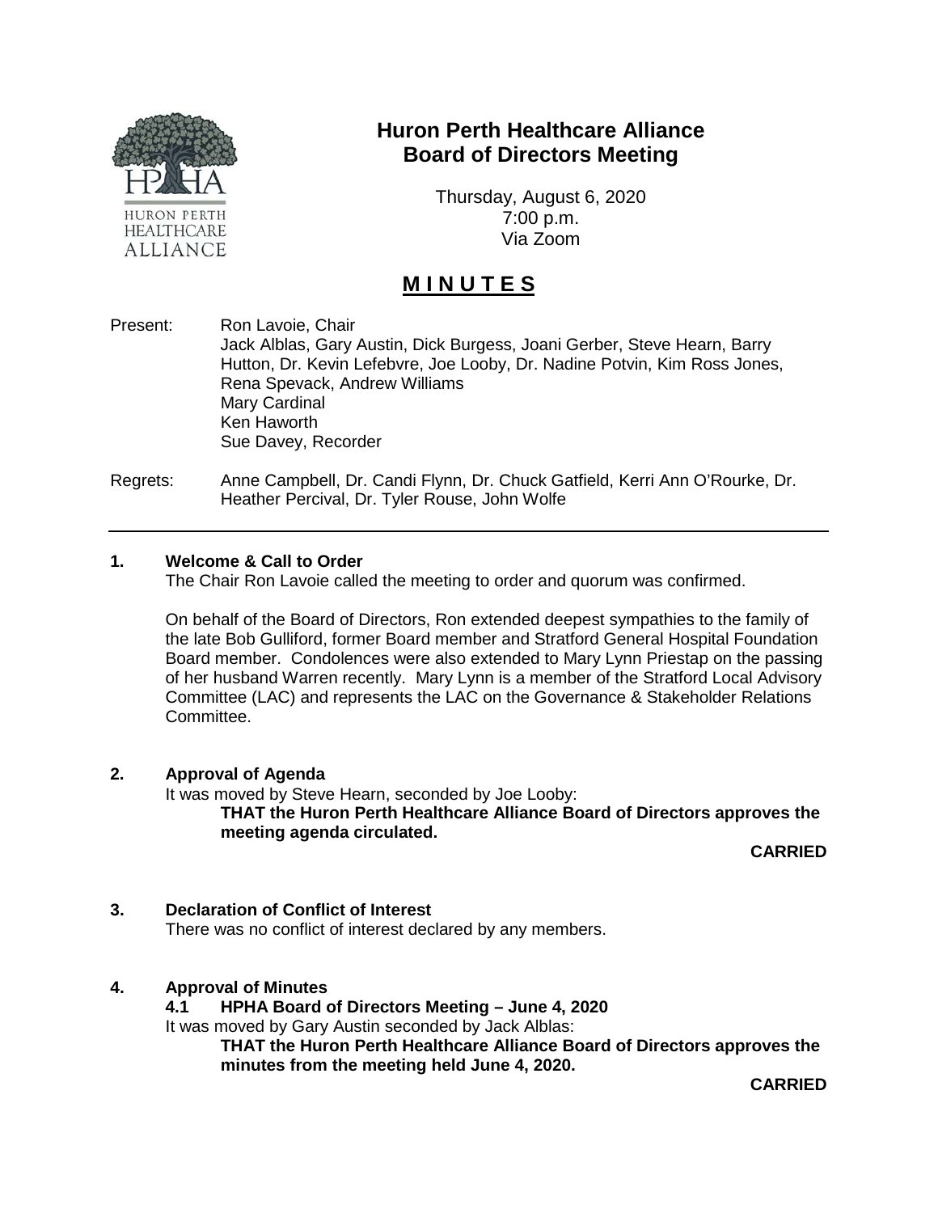# Huron Perth Healthcare Alliance Board of Directors Meeting

Thursday, August 6, 2020
7:00 p.m.
Via Zoom

## **M I N U T E S**

Present: Ron Lavoie, Chair
Jack Alblas, Gary Austin, Dick Burgess, Joani Gerber, Steve Hearn, Barry Hutton, Dr. Kevin Lefebvre, Joe Looby, Dr. Nadine Potvin, Kim Ross Jones, Rena Spevack, Andrew Williams
Mary Cardinal
Ken Haworth
Sue Davey, Recorder

Regrets: Anne Campbell, Dr. Candi Flynn, Dr. Chuck Gatfield, Kerri Ann O'Rourke, Dr. Heather Percival, Dr. Tyler Rouse, John Wolfe

---

### 1. Welcome & Call to Order

The Chair Ron Lavoie called the meeting to order and quorum was confirmed.

On behalf of the Board of Directors, Ron extended deepest sympathies to the family of the late Bob Gulliford, former Board member and Stratford General Hospital Foundation Board member. Condolences were also extended to Mary Lynn Priestap on the passing of her husband Warren recently. Mary Lynn is a member of the Stratford Local Advisory Committee (LAC) and represents the LAC on the Governance & Stakeholder Relations Committee.

### 2. Approval of Agenda

It was moved by Steve Hearn, seconded by Joe Looby:

**THAT the Huron Perth Healthcare Alliance Board of Directors approves the meeting agenda circulated.**

**CARRIED**

### 3. Declaration of Conflict of Interest

There was no conflict of interest declared by any members.

### 4. Approval of Minutes

#### 4.1 HPHA Board of Directors Meeting – June 4, 2020

It was moved by Gary Austin seconded by Jack Alblas:

**THAT the Huron Perth Healthcare Alliance Board of Directors approves the minutes from the meeting held June 4, 2020.**

**CARRIED**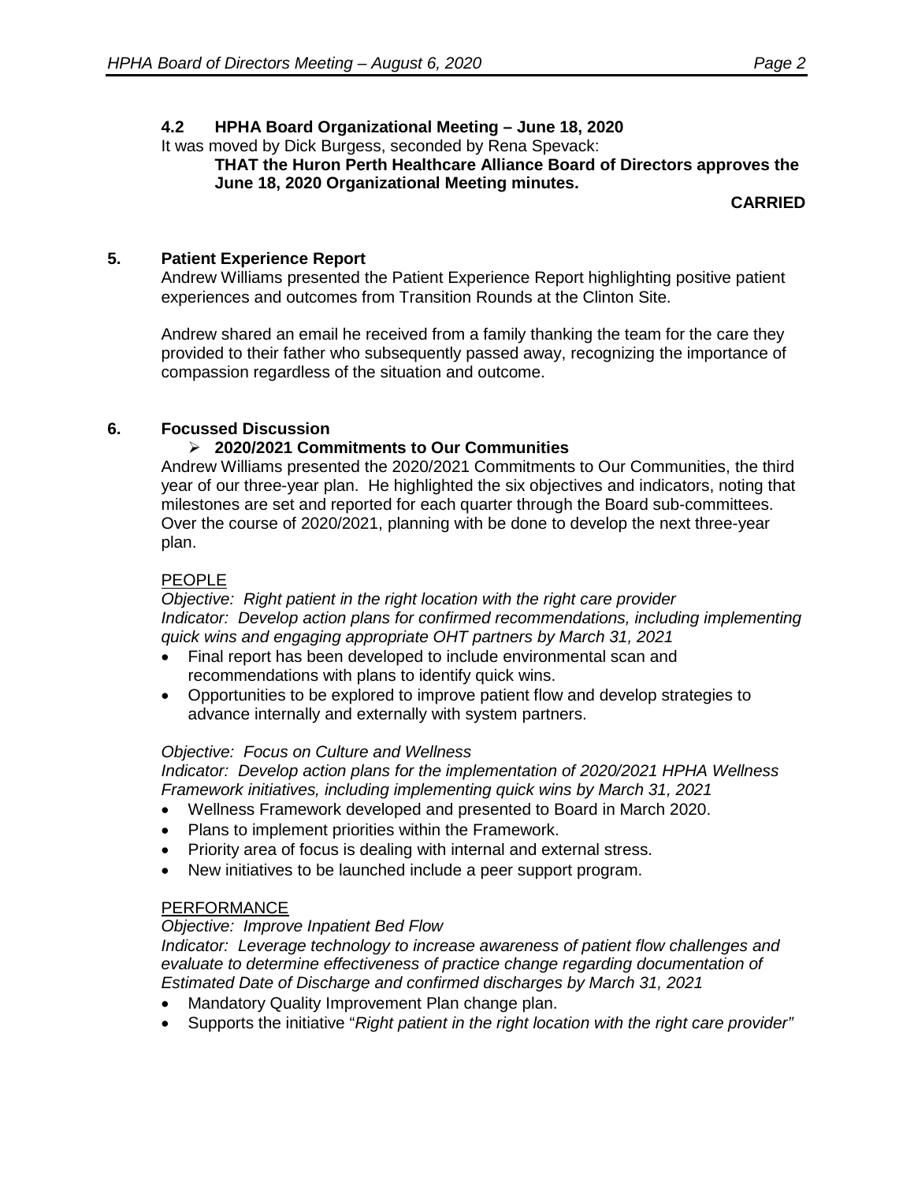### 4.2 HPHA Board Organizational Meeting – June 18, 2020

It was moved by Dick Burgess, seconded by Rena Spevack:

**THAT the Huron Perth Healthcare Alliance Board of Directors approves the June 18, 2020 Organizational Meeting minutes.**

**CARRIED**

## 5. Patient Experience Report

Andrew Williams presented the Patient Experience Report highlighting positive patient experiences and outcomes from Transition Rounds at the Clinton Site.

Andrew shared an email he received from a family thanking the team for the care they provided to their father who subsequently passed away, recognizing the importance of compassion regardless of the situation and outcome.

## 6. Focussed Discussion

- **2020/2021 Commitments to Our Communities**

Andrew Williams presented the 2020/2021 Commitments to Our Communities, the third year of our three-year plan. He highlighted the six objectives and indicators, noting that milestones are set and reported for each quarter through the Board sub-committees. Over the course of 2020/2021, planning with be done to develop the next three-year plan.

PEOPLE

*Objective: Right patient in the right location with the right care provider*
*Indicator: Develop action plans for confirmed recommendations, including implementing quick wins and engaging appropriate OHT partners by March 31, 2021*

- Final report has been developed to include environmental scan and recommendations with plans to identify quick wins.
- Opportunities to be explored to improve patient flow and develop strategies to advance internally and externally with system partners.

*Objective: Focus on Culture and Wellness*
*Indicator: Develop action plans for the implementation of 2020/2021 HPHA Wellness Framework initiatives, including implementing quick wins by March 31, 2021*

- Wellness Framework developed and presented to Board in March 2020.
- Plans to implement priorities within the Framework.
- Priority area of focus is dealing with internal and external stress.
- New initiatives to be launched include a peer support program.

PERFORMANCE

*Objective: Improve Inpatient Bed Flow*
*Indicator: Leverage technology to increase awareness of patient flow challenges and evaluate to determine effectiveness of practice change regarding documentation of Estimated Date of Discharge and confirmed discharges by March 31, 2021*

- Mandatory Quality Improvement Plan change plan.
- Supports the initiative "*Right patient in the right location with the right care provider*"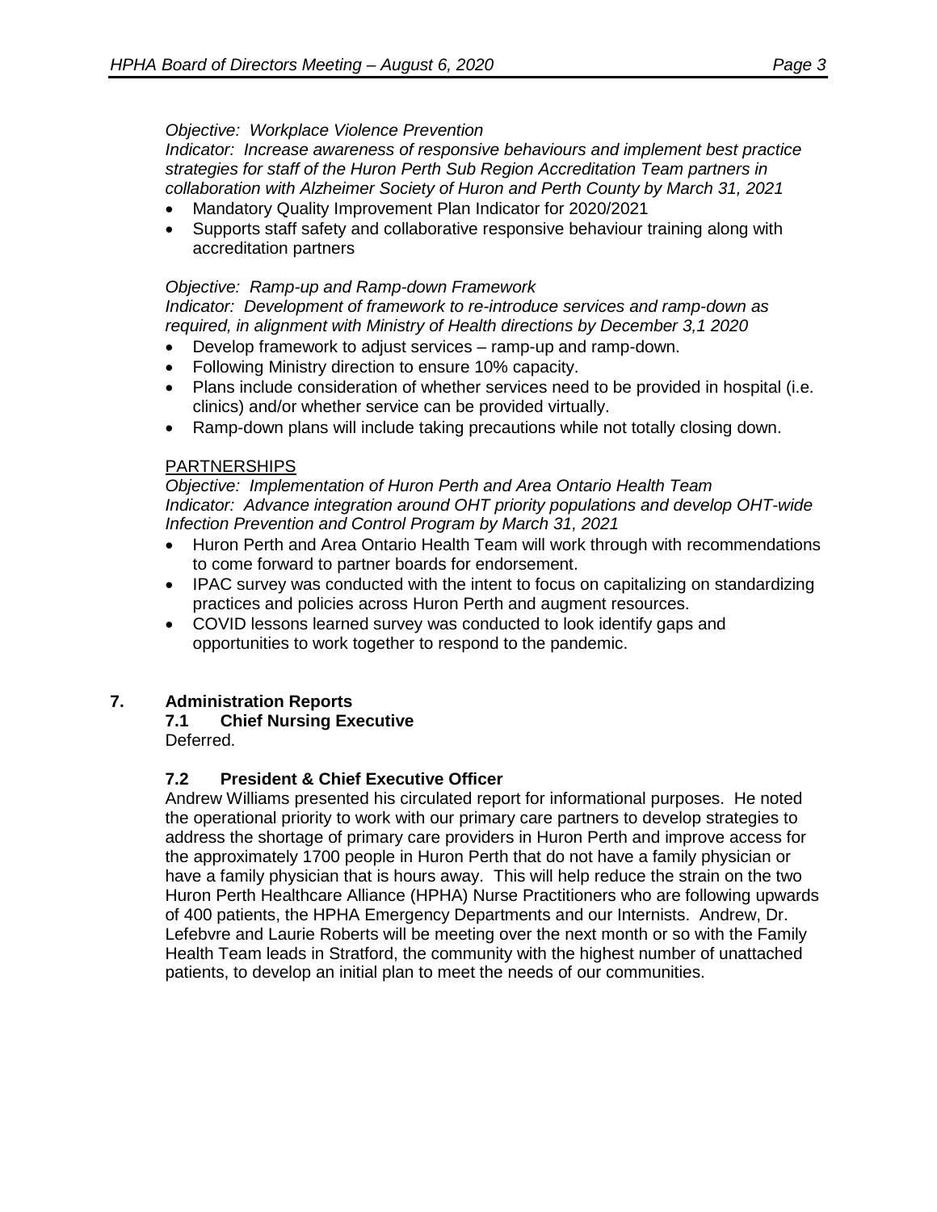*Objective: Workplace Violence Prevention*
*Indicator: Increase awareness of responsive behaviours and implement best practice strategies for staff of the Huron Perth Sub Region Accreditation Team partners in collaboration with Alzheimer Society of Huron and Perth County by March 31, 2021*

- Mandatory Quality Improvement Plan Indicator for 2020/2021
- Supports staff safety and collaborative responsive behaviour training along with accreditation partners

*Objective: Ramp-up and Ramp-down Framework*
*Indicator: Development of framework to re-introduce services and ramp-down as required, in alignment with Ministry of Health directions by December 3,1 2020*

- Develop framework to adjust services – ramp-up and ramp-down.
- Following Ministry direction to ensure 10% capacity.
- Plans include consideration of whether services need to be provided in hospital (i.e. clinics) and/or whether service can be provided virtually.
- Ramp-down plans will include taking precautions while not totally closing down.

PARTNERSHIPS

*Objective: Implementation of Huron Perth and Area Ontario Health Team*
*Indicator: Advance integration around OHT priority populations and develop OHT-wide Infection Prevention and Control Program by March 31, 2021*

- Huron Perth and Area Ontario Health Team will work through with recommendations to come forward to partner boards for endorsement.
- IPAC survey was conducted with the intent to focus on capitalizing on standardizing practices and policies across Huron Perth and augment resources.
- COVID lessons learned survey was conducted to look identify gaps and opportunities to work together to respond to the pandemic.

## 7. Administration Reports

### 7.1 Chief Nursing Executive

Deferred.

### 7.2 President & Chief Executive Officer

Andrew Williams presented his circulated report for informational purposes. He noted the operational priority to work with our primary care partners to develop strategies to address the shortage of primary care providers in Huron Perth and improve access for the approximately 1700 people in Huron Perth that do not have a family physician or have a family physician that is hours away. This will help reduce the strain on the two Huron Perth Healthcare Alliance (HPHA) Nurse Practitioners who are following upwards of 400 patients, the HPHA Emergency Departments and our Internists. Andrew, Dr. Lefebvre and Laurie Roberts will be meeting over the next month or so with the Family Health Team leads in Stratford, the community with the highest number of unattached patients, to develop an initial plan to meet the needs of our communities.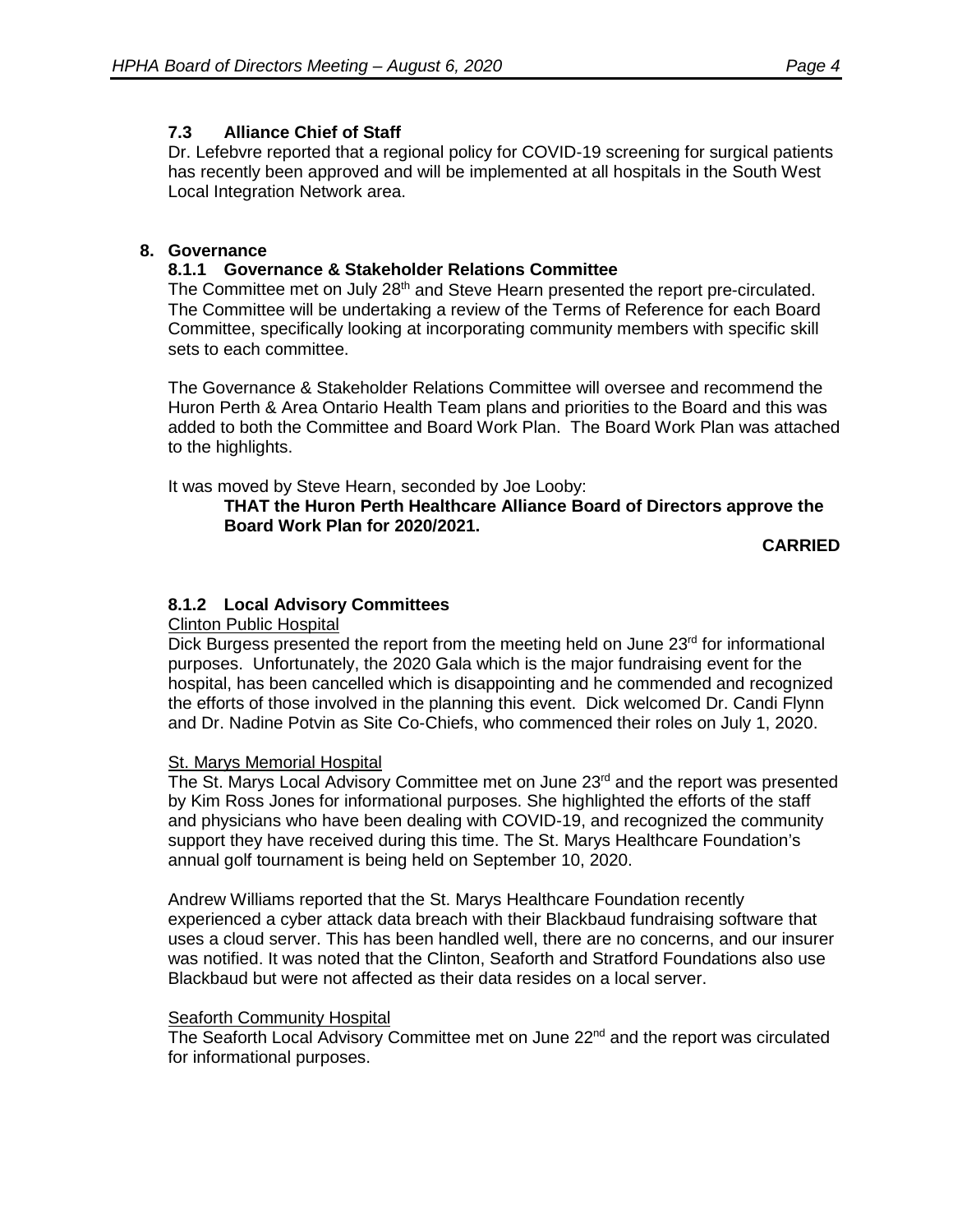### 7.3 Alliance Chief of Staff

Dr. Lefebvre reported that a regional policy for COVID-19 screening for surgical patients has recently been approved and will be implemented at all hospitals in the South West Local Integration Network area.

## 8. Governance

### 8.1.1 Governance & Stakeholder Relations Committee

The Committee met on July 28th and Steve Hearn presented the report pre-circulated. The Committee will be undertaking a review of the Terms of Reference for each Board Committee, specifically looking at incorporating community members with specific skill sets to each committee.

The Governance & Stakeholder Relations Committee will oversee and recommend the Huron Perth & Area Ontario Health Team plans and priorities to the Board and this was added to both the Committee and Board Work Plan. The Board Work Plan was attached to the highlights.

It was moved by Steve Hearn, seconded by Joe Looby:

**THAT the Huron Perth Healthcare Alliance Board of Directors approve the Board Work Plan for 2020/2021.**

**CARRIED**

### 8.1.2 Local Advisory Committees

Clinton Public Hospital

Dick Burgess presented the report from the meeting held on June 23rd for informational purposes. Unfortunately, the 2020 Gala which is the major fundraising event for the hospital, has been cancelled which is disappointing and he commended and recognized the efforts of those involved in the planning this event. Dick welcomed Dr. Candi Flynn and Dr. Nadine Potvin as Site Co-Chiefs, who commenced their roles on July 1, 2020.

St. Marys Memorial Hospital

The St. Marys Local Advisory Committee met on June 23rd and the report was presented by Kim Ross Jones for informational purposes. She highlighted the efforts of the staff and physicians who have been dealing with COVID-19, and recognized the community support they have received during this time. The St. Marys Healthcare Foundation's annual golf tournament is being held on September 10, 2020.

Andrew Williams reported that the St. Marys Healthcare Foundation recently experienced a cyber attack data breach with their Blackbaud fundraising software that uses a cloud server. This has been handled well, there are no concerns, and our insurer was notified. It was noted that the Clinton, Seaforth and Stratford Foundations also use Blackbaud but were not affected as their data resides on a local server.

Seaforth Community Hospital

The Seaforth Local Advisory Committee met on June 22nd and the report was circulated for informational purposes.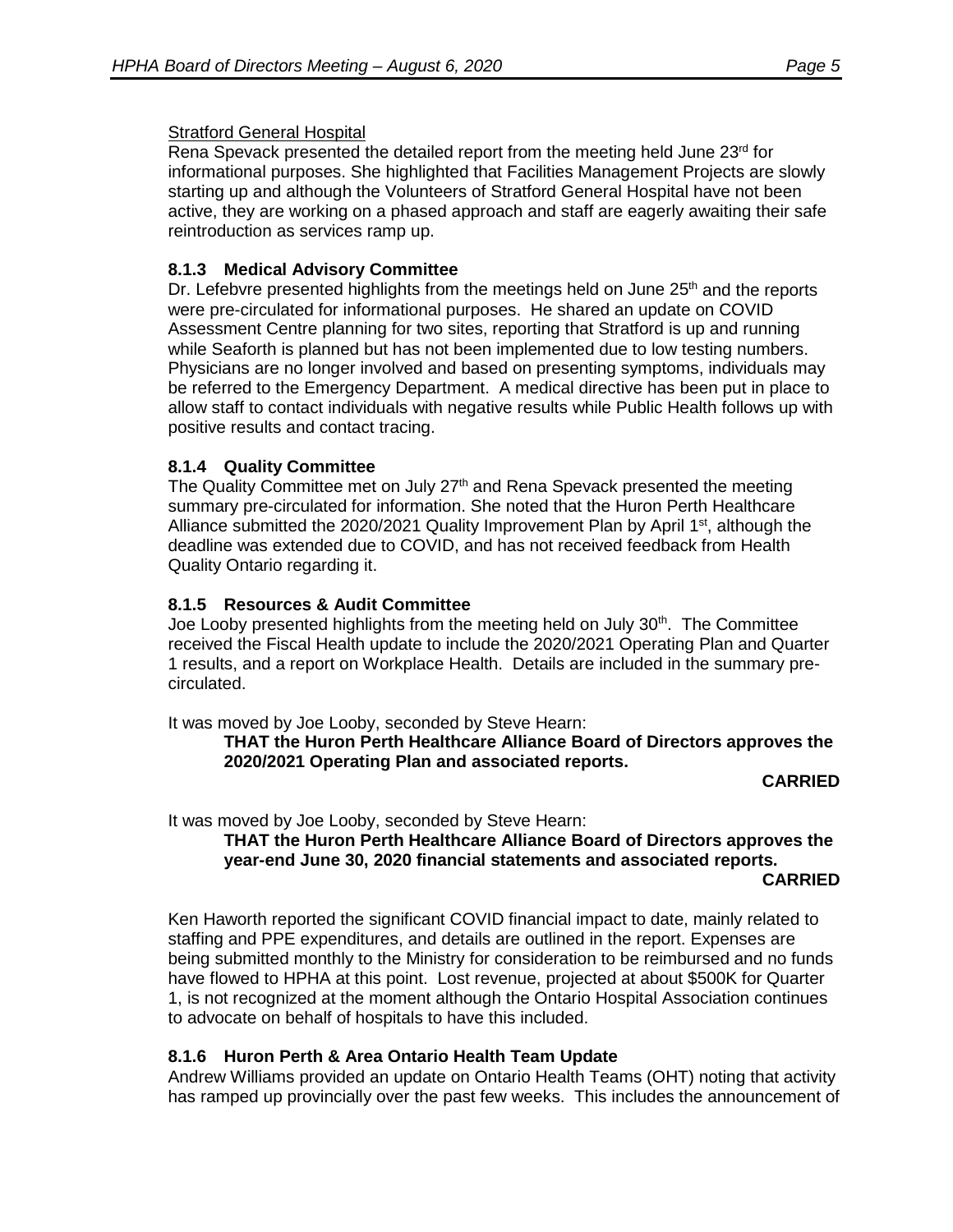Stratford General Hospital

Rena Spevack presented the detailed report from the meeting held June 23rd for informational purposes. She highlighted that Facilities Management Projects are slowly starting up and although the Volunteers of Stratford General Hospital have not been active, they are working on a phased approach and staff are eagerly awaiting their safe reintroduction as services ramp up.

### 8.1.3 Medical Advisory Committee

Dr. Lefebvre presented highlights from the meetings held on June 25th and the reports were pre-circulated for informational purposes. He shared an update on COVID Assessment Centre planning for two sites, reporting that Stratford is up and running while Seaforth is planned but has not been implemented due to low testing numbers. Physicians are no longer involved and based on presenting symptoms, individuals may be referred to the Emergency Department. A medical directive has been put in place to allow staff to contact individuals with negative results while Public Health follows up with positive results and contact tracing.

### 8.1.4 Quality Committee

The Quality Committee met on July 27th and Rena Spevack presented the meeting summary pre-circulated for information. She noted that the Huron Perth Healthcare Alliance submitted the 2020/2021 Quality Improvement Plan by April 1st, although the deadline was extended due to COVID, and has not received feedback from Health Quality Ontario regarding it.

### 8.1.5 Resources & Audit Committee

Joe Looby presented highlights from the meeting held on July 30th. The Committee received the Fiscal Health update to include the 2020/2021 Operating Plan and Quarter 1 results, and a report on Workplace Health. Details are included in the summary pre-circulated.

It was moved by Joe Looby, seconded by Steve Hearn:

> **THAT the Huron Perth Healthcare Alliance Board of Directors approves the 2020/2021 Operating Plan and associated reports.**
>
> **CARRIED**

It was moved by Joe Looby, seconded by Steve Hearn:

> **THAT the Huron Perth Healthcare Alliance Board of Directors approves the year-end June 30, 2020 financial statements and associated reports.**
>
> **CARRIED**

Ken Haworth reported the significant COVID financial impact to date, mainly related to staffing and PPE expenditures, and details are outlined in the report. Expenses are being submitted monthly to the Ministry for consideration to be reimbursed and no funds have flowed to HPHA at this point. Lost revenue, projected at about $500K for Quarter 1, is not recognized at the moment although the Ontario Hospital Association continues to advocate on behalf of hospitals to have this included.

### 8.1.6 Huron Perth & Area Ontario Health Team Update

Andrew Williams provided an update on Ontario Health Teams (OHT) noting that activity has ramped up provincially over the past few weeks. This includes the announcement of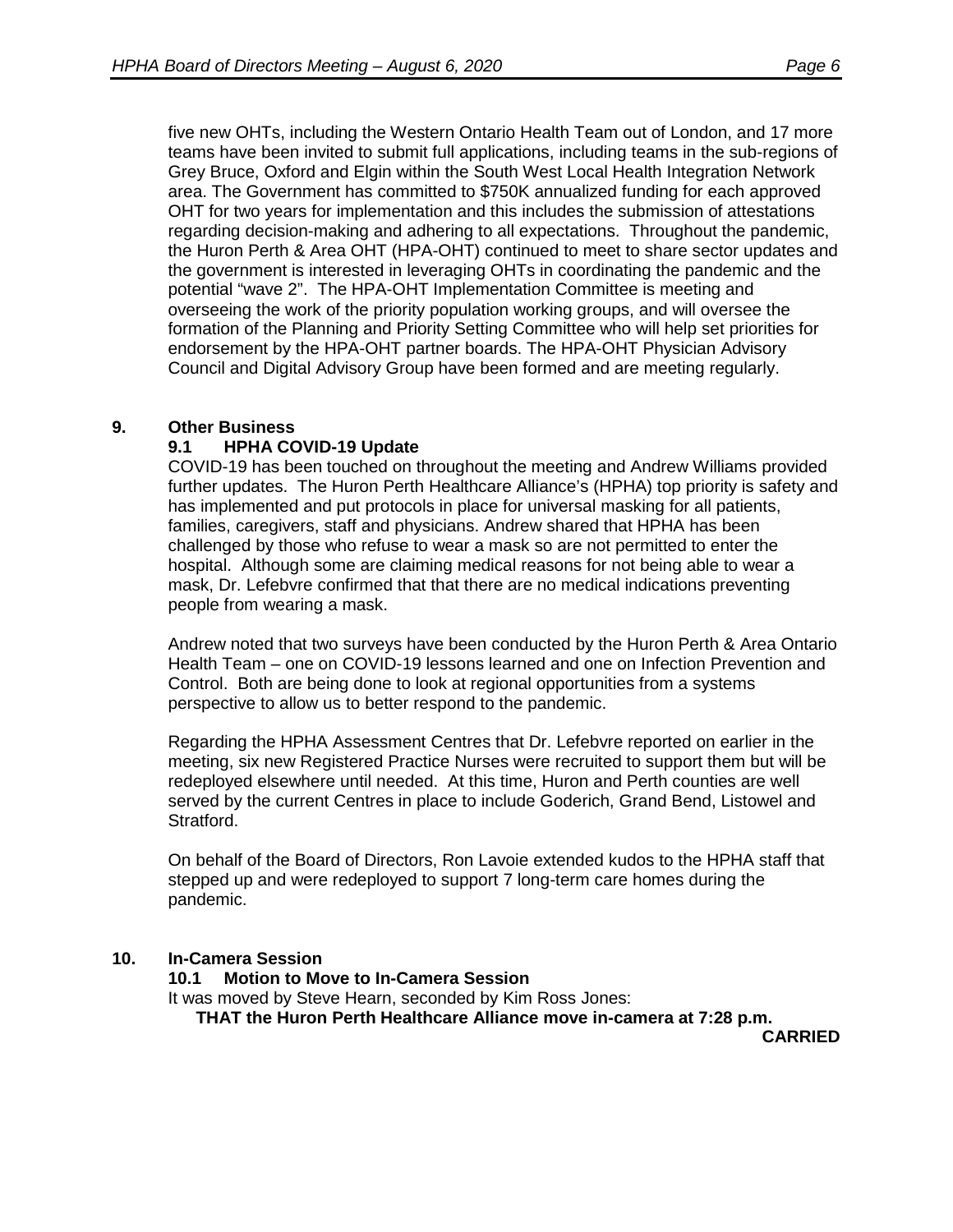five new OHTs, including the Western Ontario Health Team out of London, and 17 more teams have been invited to submit full applications, including teams in the sub-regions of Grey Bruce, Oxford and Elgin within the South West Local Health Integration Network area. The Government has committed to $750K annualized funding for each approved OHT for two years for implementation and this includes the submission of attestations regarding decision-making and adhering to all expectations. Throughout the pandemic, the Huron Perth & Area OHT (HPA-OHT) continued to meet to share sector updates and the government is interested in leveraging OHTs in coordinating the pandemic and the potential "wave 2". The HPA-OHT Implementation Committee is meeting and overseeing the work of the priority population working groups, and will oversee the formation of the Planning and Priority Setting Committee who will help set priorities for endorsement by the HPA-OHT partner boards. The HPA-OHT Physician Advisory Council and Digital Advisory Group have been formed and are meeting regularly.

## 9. Other Business

### 9.1 HPHA COVID-19 Update

COVID-19 has been touched on throughout the meeting and Andrew Williams provided further updates. The Huron Perth Healthcare Alliance's (HPHA) top priority is safety and has implemented and put protocols in place for universal masking for all patients, families, caregivers, staff and physicians. Andrew shared that HPHA has been challenged by those who refuse to wear a mask so are not permitted to enter the hospital. Although some are claiming medical reasons for not being able to wear a mask, Dr. Lefebvre confirmed that that there are no medical indications preventing people from wearing a mask.

Andrew noted that two surveys have been conducted by the Huron Perth & Area Ontario Health Team – one on COVID-19 lessons learned and one on Infection Prevention and Control. Both are being done to look at regional opportunities from a systems perspective to allow us to better respond to the pandemic.

Regarding the HPHA Assessment Centres that Dr. Lefebvre reported on earlier in the meeting, six new Registered Practice Nurses were recruited to support them but will be redeployed elsewhere until needed. At this time, Huron and Perth counties are well served by the current Centres in place to include Goderich, Grand Bend, Listowel and Stratford.

On behalf of the Board of Directors, Ron Lavoie extended kudos to the HPHA staff that stepped up and were redeployed to support 7 long-term care homes during the pandemic.

## 10. In-Camera Session

### 10.1 Motion to Move to In-Camera Session

It was moved by Steve Hearn, seconded by Kim Ross Jones:

**THAT the Huron Perth Healthcare Alliance move in-camera at 7:28 p.m.**

**CARRIED**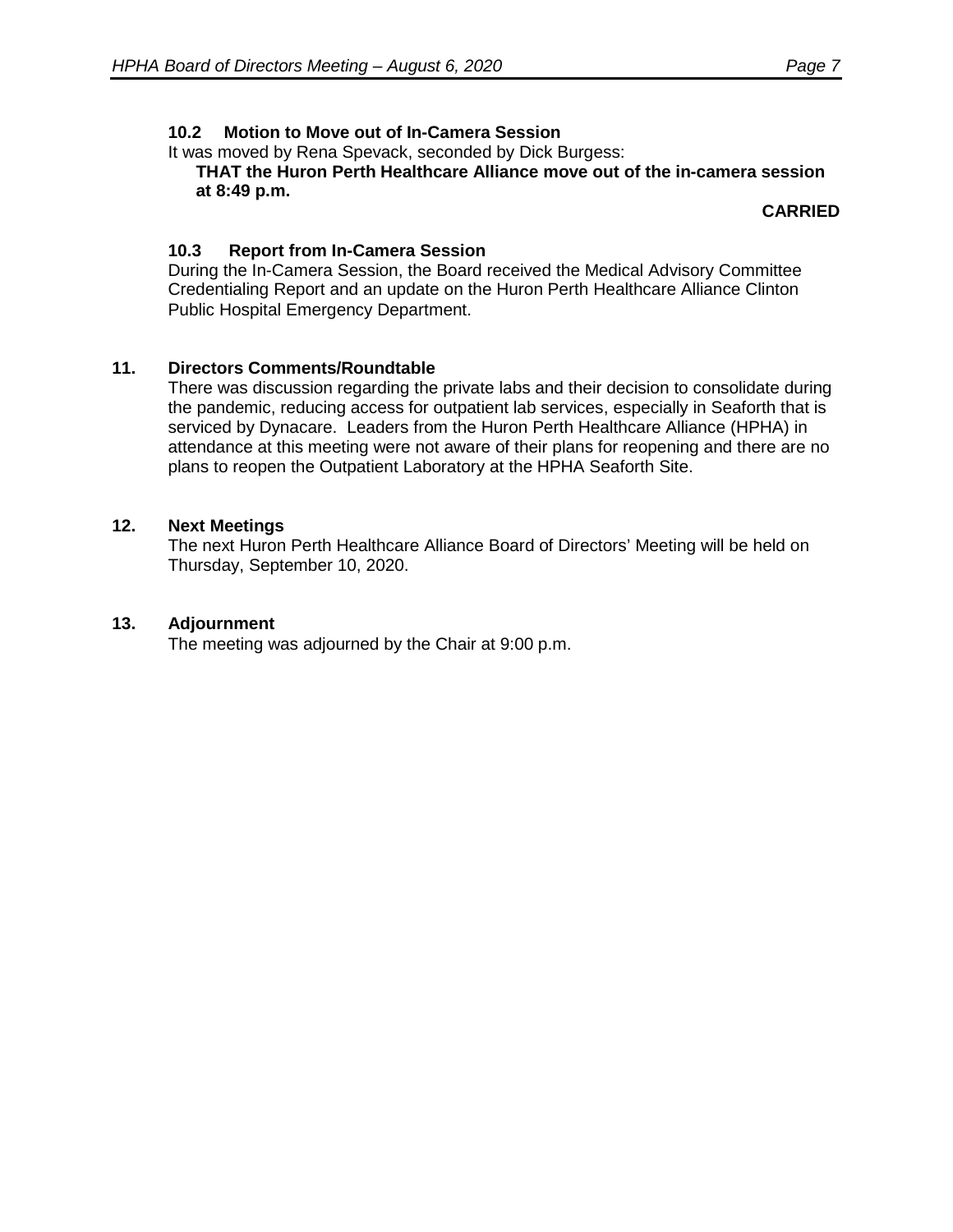### 10.2 Motion to Move out of In-Camera Session

It was moved by Rena Spevack, seconded by Dick Burgess:

**THAT the Huron Perth Healthcare Alliance move out of the in-camera session at 8:49 p.m.**

**CARRIED**

### 10.3 Report from In-Camera Session

During the In-Camera Session, the Board received the Medical Advisory Committee Credentialing Report and an update on the Huron Perth Healthcare Alliance Clinton Public Hospital Emergency Department.

## 11. Directors Comments/Roundtable

There was discussion regarding the private labs and their decision to consolidate during the pandemic, reducing access for outpatient lab services, especially in Seaforth that is serviced by Dynacare. Leaders from the Huron Perth Healthcare Alliance (HPHA) in attendance at this meeting were not aware of their plans for reopening and there are no plans to reopen the Outpatient Laboratory at the HPHA Seaforth Site.

## 12. Next Meetings

The next Huron Perth Healthcare Alliance Board of Directors' Meeting will be held on Thursday, September 10, 2020.

## 13. Adjournment

The meeting was adjourned by the Chair at 9:00 p.m.